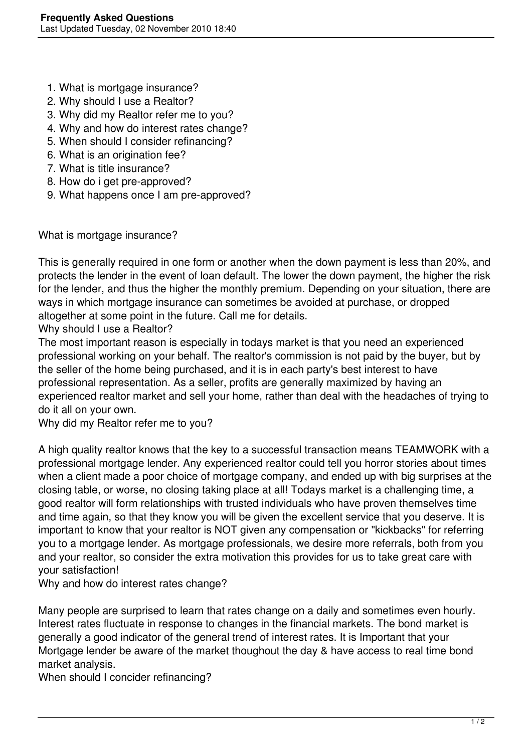# Frequently Asked Questions

Last Updated Tuesday, 02 November 2010 18:40

1. What is mortgage insurance?
2. Why should I use a Realtor?
3. Why did my Realtor refer me to you?
4. Why and how do interest rates change?
5. When should I consider refinancing?
6. What is an origination fee?
7. What is title insurance?
8. How do i get pre-approved?
9. What happens once I am pre-approved?

What is mortgage insurance?

This is generally required in one form or another when the down payment is less than 20%, and protects the lender in the event of loan default. The lower the down payment, the higher the risk for the lender, and thus the higher the monthly premium. Depending on your situation, there are ways in which mortgage insurance can sometimes be avoided at purchase, or dropped altogether at some point in the future. Call me for details.

Why should I use a Realtor?

The most important reason is especially in todays market is that you need an experienced professional working on your behalf. The realtor's commission is not paid by the buyer, but by the seller of the home being purchased, and it is in each party's best interest to have professional representation. As a seller, profits are generally maximized by having an experienced realtor market and sell your home, rather than deal with the headaches of trying to do it all on your own.

Why did my Realtor refer me to you?

A high quality realtor knows that the key to a successful transaction means TEAMWORK with a professional mortgage lender. Any experienced realtor could tell you horror stories about times when a client made a poor choice of mortgage company, and ended up with big surprises at the closing table, or worse, no closing taking place at all! Todays market is a challenging time, a good realtor will form relationships with trusted individuals who have proven themselves time and time again, so that they know you will be given the excellent service that you deserve. It is important to know that your realtor is NOT given any compensation or "kickbacks" for referring you to a mortgage lender. As mortgage professionals, we desire more referrals, both from you and your realtor, so consider the extra motivation this provides for us to take great care with your satisfaction!

Why and how do interest rates change?

Many people are surprised to learn that rates change on a daily and sometimes even hourly. Interest rates fluctuate in response to changes in the financial markets. The bond market is generally a good indicator of the general trend of interest rates. It is Important that your Mortgage lender be aware of the market thoughout the day & have access to real time bond market analysis.

When should I concider refinancing?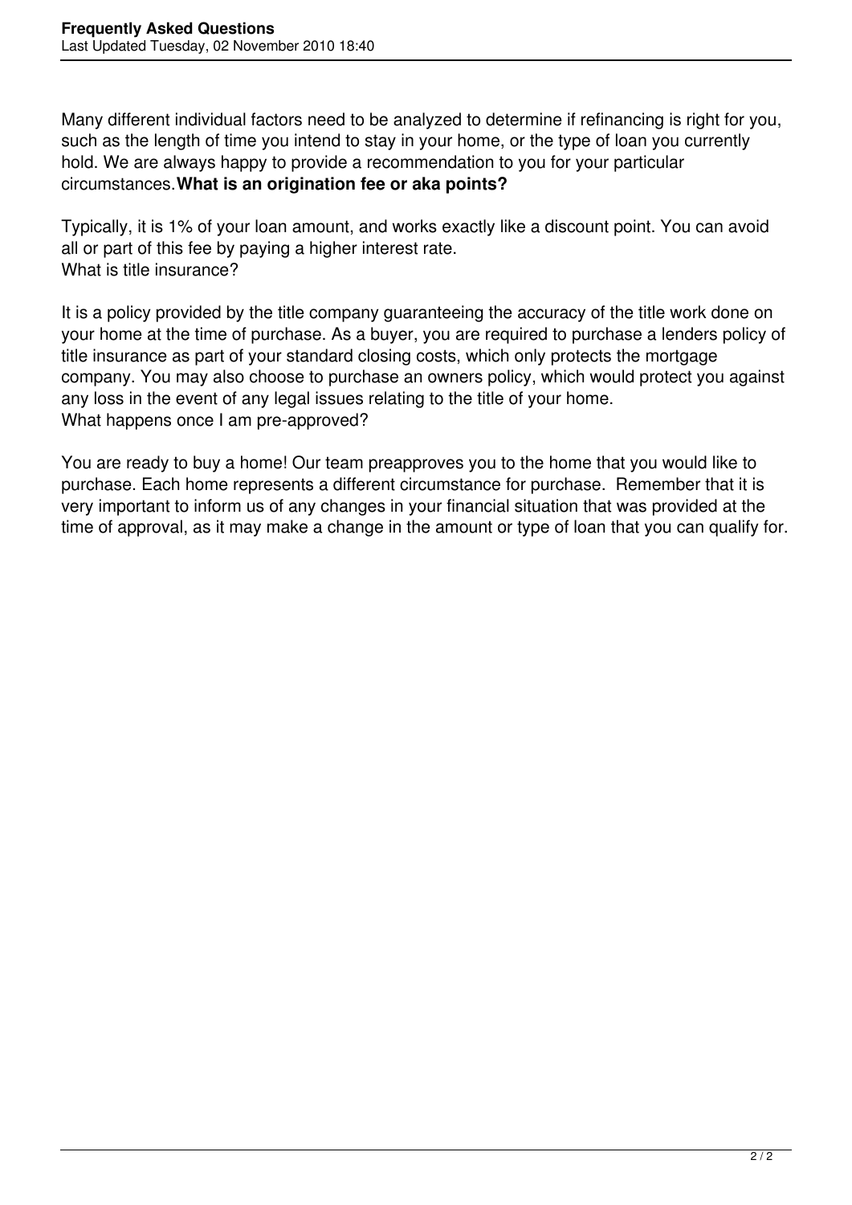Many different individual factors need to be analyzed to determine if refinancing is right for you, such as the length of time you intend to stay in your home, or the type of loan you currently hold. We are always happy to provide a recommendation to you for your particular circumstances.

**What is an origination fee or aka points?**

Typically, it is 1% of your loan amount, and works exactly like a discount point. You can avoid all or part of this fee by paying a higher interest rate.

What is title insurance?

It is a policy provided by the title company guaranteeing the accuracy of the title work done on your home at the time of purchase. As a buyer, you are required to purchase a lenders policy of title insurance as part of your standard closing costs, which only protects the mortgage company. You may also choose to purchase an owners policy, which would protect you against any loss in the event of any legal issues relating to the title of your home.

What happens once I am pre-approved?

You are ready to buy a home! Our team preapproves you to the home that you would like to purchase. Each home represents a different circumstance for purchase. Remember that it is very important to inform us of any changes in your financial situation that was provided at the time of approval, as it may make a change in the amount or type of loan that you can qualify for.